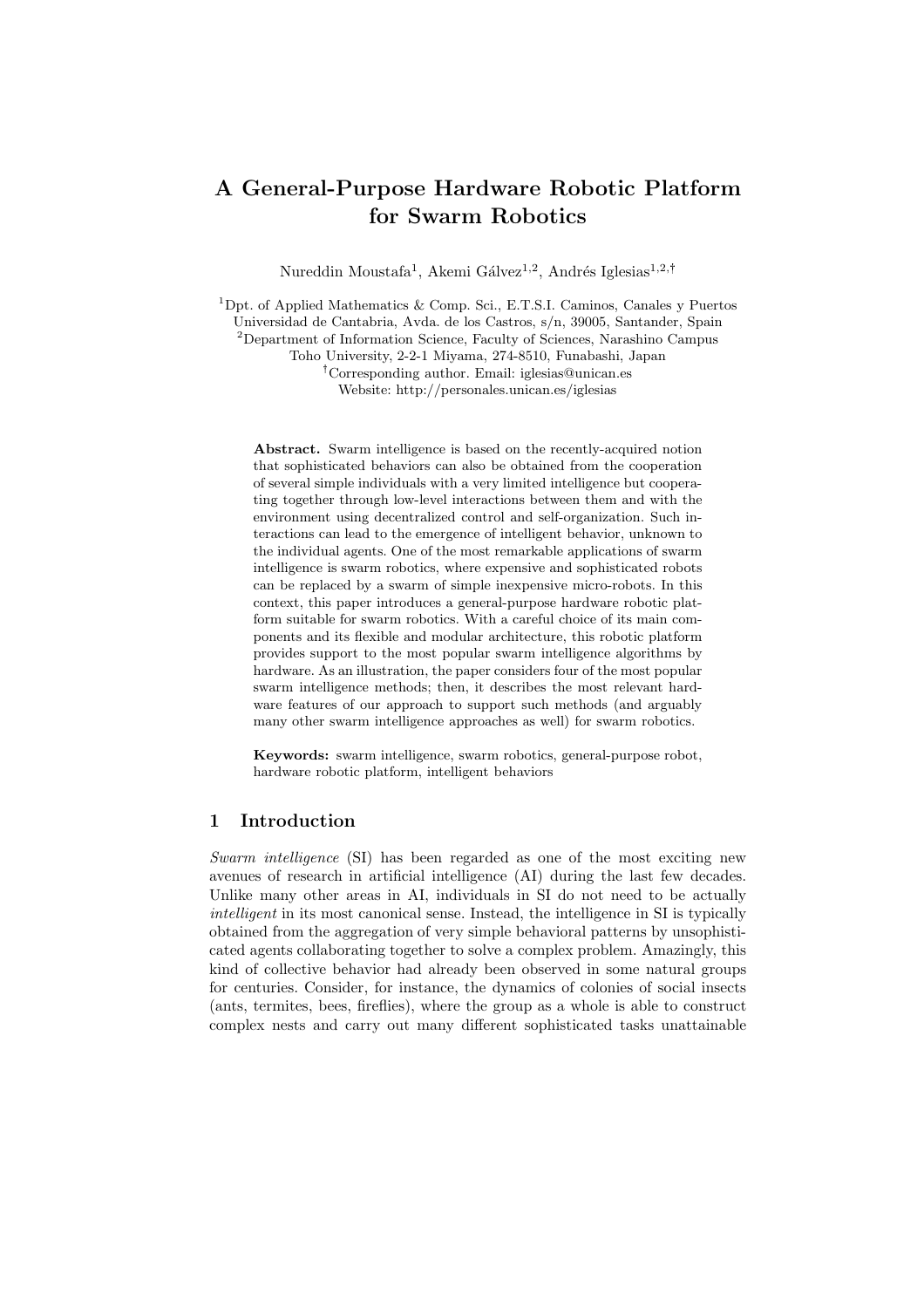# A General-Purpose Hardware Robotic Platform for Swarm Robotics

Nureddin Moustafa[1], Akemi Gálvez[1,2], Andrés Iglesias[1,2,†]

[1]Dpt. of Applied Mathematics & Comp. Sci., E.T.S.I. Caminos, Canales y Puertos
Universidad de Cantabria, Avda. de los Castros, s/n, 39005, Santander, Spain
[2]Department of Information Science, Faculty of Sciences, Narashino Campus
Toho University, 2-2-1 Miyama, 274-8510, Funabashi, Japan
[†]Corresponding author. Email: iglesias@unican.es
Website: http://personales.unican.es/iglesias

**Abstract.** Swarm intelligence is based on the recently-acquired notion that sophisticated behaviors can also be obtained from the cooperation of several simple individuals with a very limited intelligence but cooperating together through low-level interactions between them and with the environment using decentralized control and self-organization. Such interactions can lead to the emergence of intelligent behavior, unknown to the individual agents. One of the most remarkable applications of swarm intelligence is swarm robotics, where expensive and sophisticated robots can be replaced by a swarm of simple inexpensive micro-robots. In this context, this paper introduces a general-purpose hardware robotic platform suitable for swarm robotics. With a careful choice of its main components and its flexible and modular architecture, this robotic platform provides support to the most popular swarm intelligence algorithms by hardware. As an illustration, the paper considers four of the most popular swarm intelligence methods; then, it describes the most relevant hardware features of our approach to support such methods (and arguably many other swarm intelligence approaches as well) for swarm robotics.

**Keywords:** swarm intelligence, swarm robotics, general-purpose robot, hardware robotic platform, intelligent behaviors

## 1 Introduction

*Swarm intelligence* (SI) has been regarded as one of the most exciting new avenues of research in artificial intelligence (AI) during the last few decades. Unlike many other areas in AI, individuals in SI do not need to be actually *intelligent* in its most canonical sense. Instead, the intelligence in SI is typically obtained from the aggregation of very simple behavioral patterns by unsophisticated agents collaborating together to solve a complex problem. Amazingly, this kind of collective behavior had already been observed in some natural groups for centuries. Consider, for instance, the dynamics of colonies of social insects (ants, termites, bees, fireflies), where the group as a whole is able to construct complex nests and carry out many different sophisticated tasks unattainable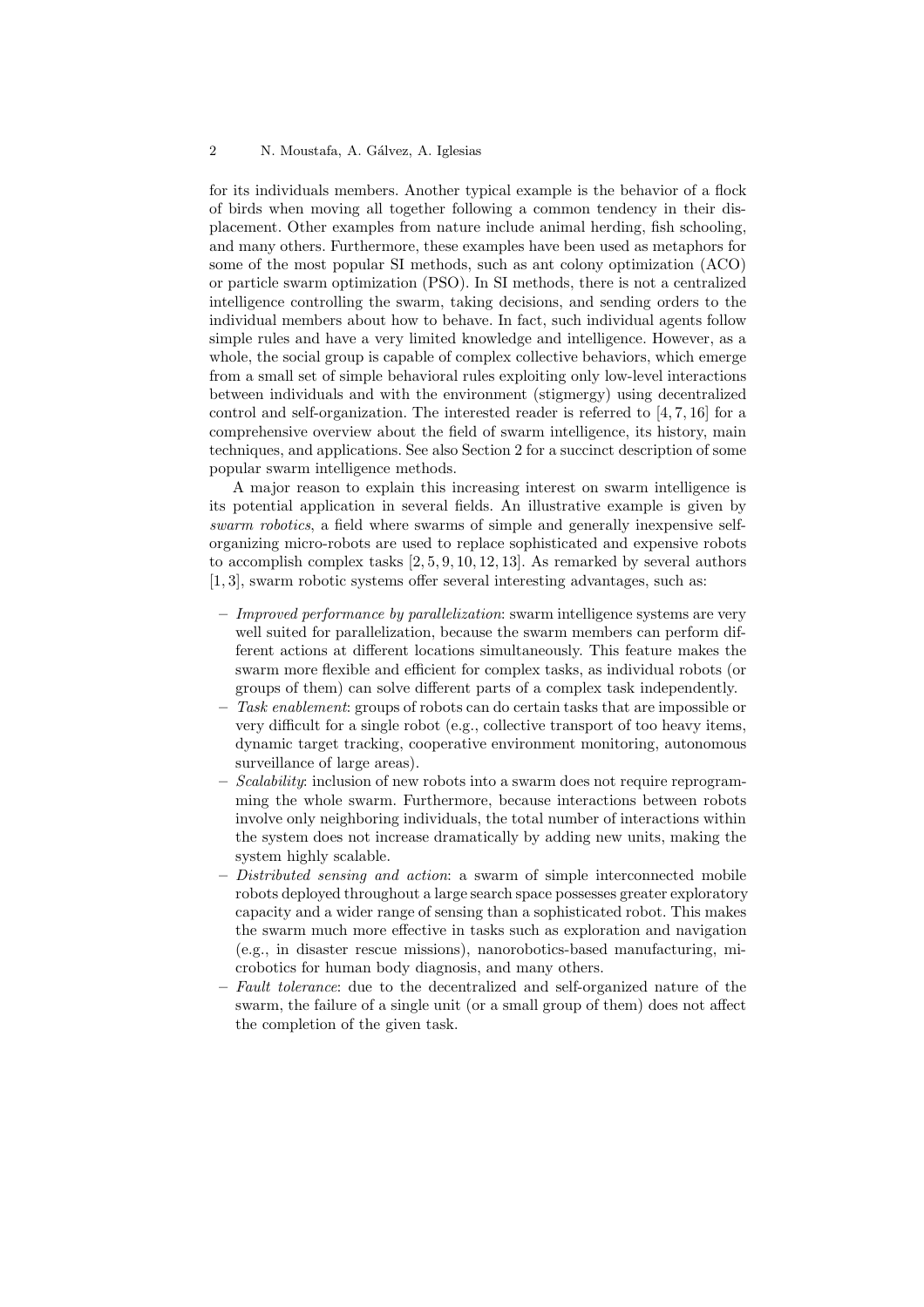for its individuals members. Another typical example is the behavior of a flock of birds when moving all together following a common tendency in their displacement. Other examples from nature include animal herding, fish schooling, and many others. Furthermore, these examples have been used as metaphors for some of the most popular SI methods, such as ant colony optimization (ACO) or particle swarm optimization (PSO). In SI methods, there is not a centralized intelligence controlling the swarm, taking decisions, and sending orders to the individual members about how to behave. In fact, such individual agents follow simple rules and have a very limited knowledge and intelligence. However, as a whole, the social group is capable of complex collective behaviors, which emerge from a small set of simple behavioral rules exploiting only low-level interactions between individuals and with the environment (stigmergy) using decentralized control and self-organization. The interested reader is referred to [4, 7, 16] for a comprehensive overview about the field of swarm intelligence, its history, main techniques, and applications. See also Section 2 for a succinct description of some popular swarm intelligence methods.

A major reason to explain this increasing interest on swarm intelligence is its potential application in several fields. An illustrative example is given by *swarm robotics*, a field where swarms of simple and generally inexpensive self-organizing micro-robots are used to replace sophisticated and expensive robots to accomplish complex tasks [2, 5, 9, 10, 12, 13]. As remarked by several authors [1, 3], swarm robotic systems offer several interesting advantages, such as:

- *Improved performance by parallelization*: swarm intelligence systems are very well suited for parallelization, because the swarm members can perform different actions at different locations simultaneously. This feature makes the swarm more flexible and efficient for complex tasks, as individual robots (or groups of them) can solve different parts of a complex task independently.
- *Task enablement*: groups of robots can do certain tasks that are impossible or very difficult for a single robot (e.g., collective transport of too heavy items, dynamic target tracking, cooperative environment monitoring, autonomous surveillance of large areas).
- *Scalability*: inclusion of new robots into a swarm does not require reprogramming the whole swarm. Furthermore, because interactions between robots involve only neighboring individuals, the total number of interactions within the system does not increase dramatically by adding new units, making the system highly scalable.
- *Distributed sensing and action*: a swarm of simple interconnected mobile robots deployed throughout a large search space possesses greater exploratory capacity and a wider range of sensing than a sophisticated robot. This makes the swarm much more effective in tasks such as exploration and navigation (e.g., in disaster rescue missions), nanorobotics-based manufacturing, microbotics for human body diagnosis, and many others.
- *Fault tolerance*: due to the decentralized and self-organized nature of the swarm, the failure of a single unit (or a small group of them) does not affect the completion of the given task.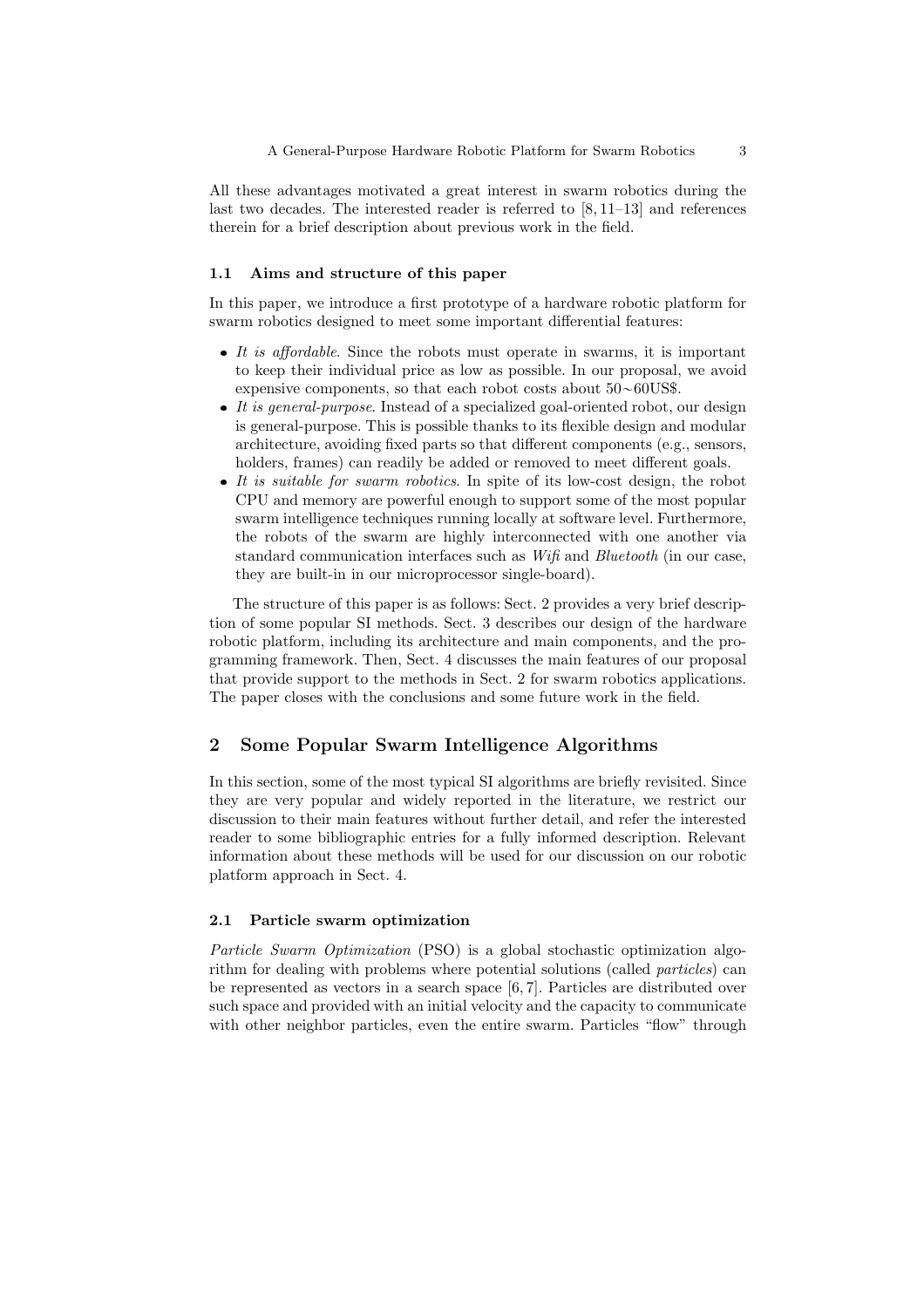All these advantages motivated a great interest in swarm robotics during the last two decades. The interested reader is referred to [8, 11–13] and references therein for a brief description about previous work in the field.

### 1.1 Aims and structure of this paper

In this paper, we introduce a first prototype of a hardware robotic platform for swarm robotics designed to meet some important differential features:

- *It is affordable*. Since the robots must operate in swarms, it is important to keep their individual price as low as possible. In our proposal, we avoid expensive components, so that each robot costs about 50∼60US$.
- *It is general-purpose*. Instead of a specialized goal-oriented robot, our design is general-purpose. This is possible thanks to its flexible design and modular architecture, avoiding fixed parts so that different components (e.g., sensors, holders, frames) can readily be added or removed to meet different goals.
- *It is suitable for swarm robotics*. In spite of its low-cost design, the robot CPU and memory are powerful enough to support some of the most popular swarm intelligence techniques running locally at software level. Furthermore, the robots of the swarm are highly interconnected with one another via standard communication interfaces such as *Wifi* and *Bluetooth* (in our case, they are built-in in our microprocessor single-board).

The structure of this paper is as follows: Sect. 2 provides a very brief description of some popular SI methods. Sect. 3 describes our design of the hardware robotic platform, including its architecture and main components, and the programming framework. Then, Sect. 4 discusses the main features of our proposal that provide support to the methods in Sect. 2 for swarm robotics applications. The paper closes with the conclusions and some future work in the field.

## 2 Some Popular Swarm Intelligence Algorithms

In this section, some of the most typical SI algorithms are briefly revisited. Since they are very popular and widely reported in the literature, we restrict our discussion to their main features without further detail, and refer the interested reader to some bibliographic entries for a fully informed description. Relevant information about these methods will be used for our discussion on our robotic platform approach in Sect. 4.

### 2.1 Particle swarm optimization

*Particle Swarm Optimization* (PSO) is a global stochastic optimization algorithm for dealing with problems where potential solutions (called *particles*) can be represented as vectors in a search space [6, 7]. Particles are distributed over such space and provided with an initial velocity and the capacity to communicate with other neighbor particles, even the entire swarm. Particles "flow" through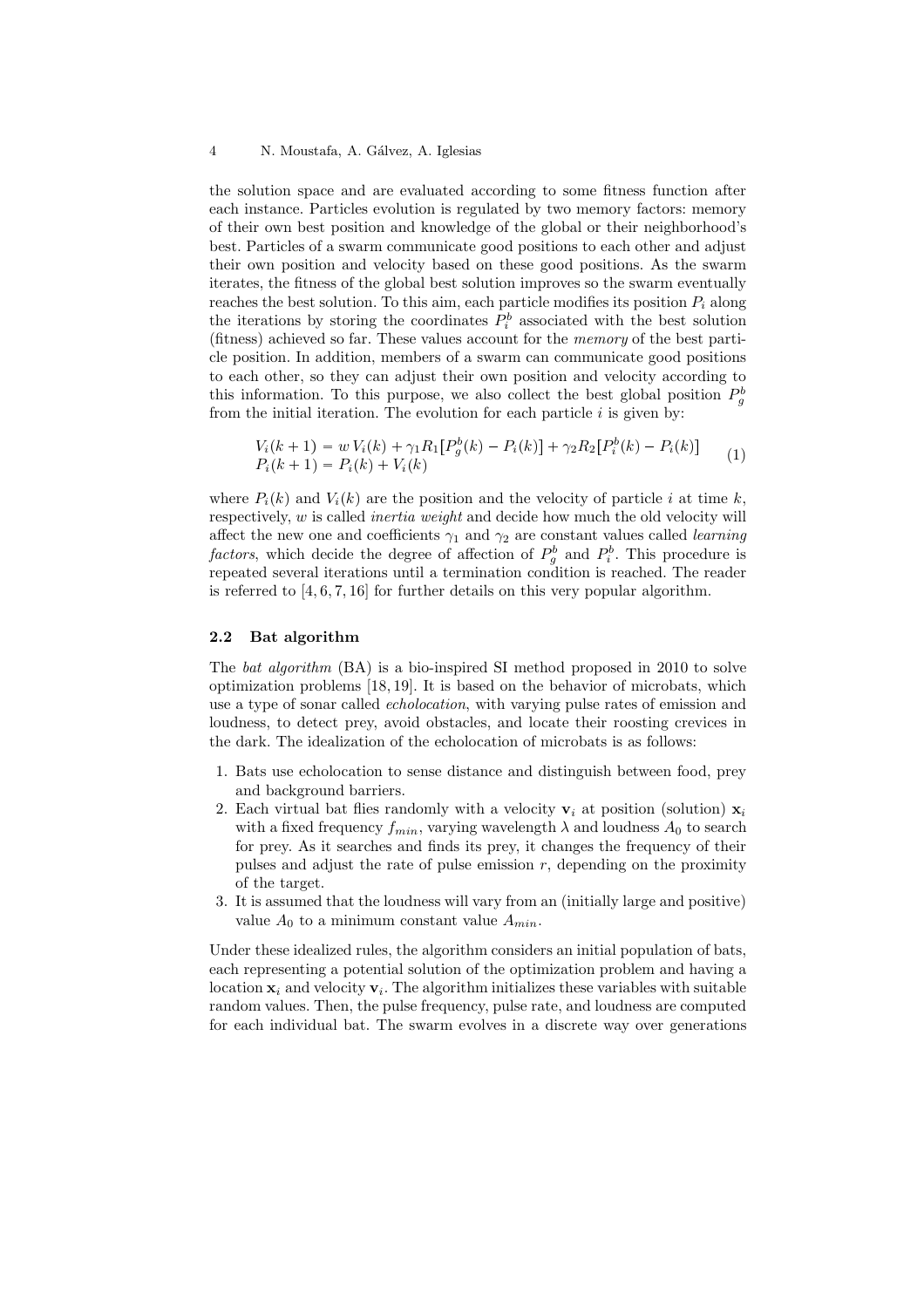the solution space and are evaluated according to some fitness function after each instance. Particles evolution is regulated by two memory factors: memory of their own best position and knowledge of the global or their neighborhood's best. Particles of a swarm communicate good positions to each other and adjust their own position and velocity based on these good positions. As the swarm iterates, the fitness of the global best solution improves so the swarm eventually reaches the best solution. To this aim, each particle modifies its position $P_i$ along the iterations by storing the coordinates $P_i^b$ associated with the best solution (fitness) achieved so far. These values account for the *memory* of the best particle position. In addition, members of a swarm can communicate good positions to each other, so they can adjust their own position and velocity according to this information. To this purpose, we also collect the best global position $P_g^b$ from the initial iteration. The evolution for each particle $i$ is given by:

$$
\begin{aligned}
V_i(k+1) &= w\,V_i(k) + \gamma_1 R_1\big[P_g^b(k) - P_i(k)\big] + \gamma_2 R_2\big[P_i^b(k) - P_i(k)\big] \\
P_i(k+1) &= P_i(k) + V_i(k)
\end{aligned}
\tag{1}
$$

where $P_i(k)$ and $V_i(k)$ are the position and the velocity of particle $i$ at time $k$, respectively, $w$ is called *inertia weight* and decide how much the old velocity will affect the new one and coefficients $\gamma_1$ and $\gamma_2$ are constant values called *learning factors*, which decide the degree of affection of $P_g^b$ and $P_i^b$. This procedure is repeated several iterations until a termination condition is reached. The reader is referred to [4, 6, 7, 16] for further details on this very popular algorithm.

### 2.2 Bat algorithm

The *bat algorithm* (BA) is a bio-inspired SI method proposed in 2010 to solve optimization problems [18, 19]. It is based on the behavior of microbats, which use a type of sonar called *echolocation*, with varying pulse rates of emission and loudness, to detect prey, avoid obstacles, and locate their roosting crevices in the dark. The idealization of the echolocation of microbats is as follows:

1. Bats use echolocation to sense distance and distinguish between food, prey and background barriers.
2. Each virtual bat flies randomly with a velocity $\mathbf{v}_i$ at position (solution) $\mathbf{x}_i$ with a fixed frequency $f_{min}$, varying wavelength $\lambda$ and loudness $A_0$ to search for prey. As it searches and finds its prey, it changes the frequency of their pulses and adjust the rate of pulse emission $r$, depending on the proximity of the target.
3. It is assumed that the loudness will vary from an (initially large and positive) value $A_0$ to a minimum constant value $A_{min}$.

Under these idealized rules, the algorithm considers an initial population of bats, each representing a potential solution of the optimization problem and having a location $\mathbf{x}_i$ and velocity $\mathbf{v}_i$. The algorithm initializes these variables with suitable random values. Then, the pulse frequency, pulse rate, and loudness are computed for each individual bat. The swarm evolves in a discrete way over generations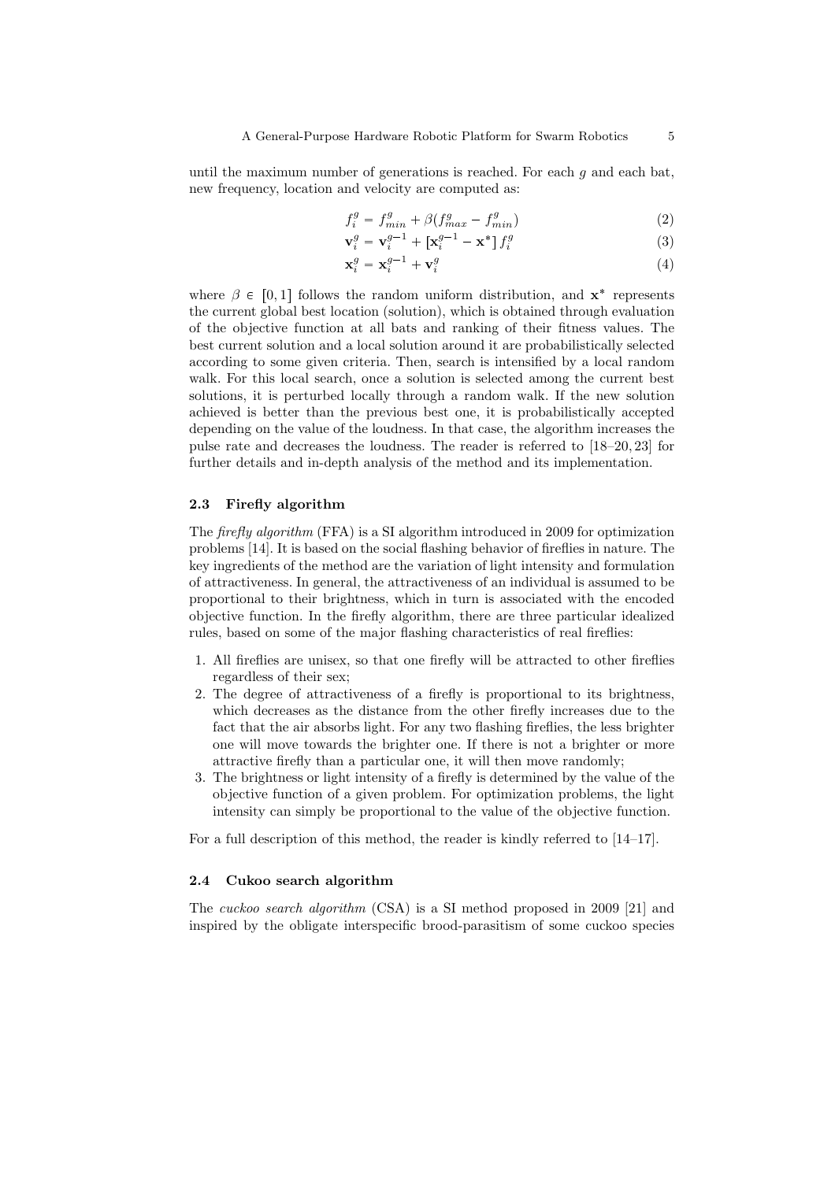until the maximum number of generations is reached. For each $g$ and each bat, new frequency, location and velocity are computed as:

$$f_i^g = f_{min}^g + \beta(f_{max}^g - f_{min}^g) \tag{2}$$

$$\mathbf{v}_i^g = \mathbf{v}_i^{g-1} + [\mathbf{x}_i^{g-1} - \mathbf{x}^*] \, f_i^g \tag{3}$$

$$\mathbf{x}_i^g = \mathbf{x}_i^{g-1} + \mathbf{v}_i^g \tag{4}$$

where $\beta \in [0, 1]$ follows the random uniform distribution, and $\mathbf{x}^*$ represents the current global best location (solution), which is obtained through evaluation of the objective function at all bats and ranking of their fitness values. The best current solution and a local solution around it are probabilistically selected according to some given criteria. Then, search is intensified by a local random walk. For this local search, once a solution is selected among the current best solutions, it is perturbed locally through a random walk. If the new solution achieved is better than the previous best one, it is probabilistically accepted depending on the value of the loudness. In that case, the algorithm increases the pulse rate and decreases the loudness. The reader is referred to [18–20, 23] for further details and in-depth analysis of the method and its implementation.

### 2.3 Firefly algorithm

The *firefly algorithm* (FFA) is a SI algorithm introduced in 2009 for optimization problems [14]. It is based on the social flashing behavior of fireflies in nature. The key ingredients of the method are the variation of light intensity and formulation of attractiveness. In general, the attractiveness of an individual is assumed to be proportional to their brightness, which in turn is associated with the encoded objective function. In the firefly algorithm, there are three particular idealized rules, based on some of the major flashing characteristics of real fireflies:

1. All fireflies are unisex, so that one firefly will be attracted to other fireflies regardless of their sex;
2. The degree of attractiveness of a firefly is proportional to its brightness, which decreases as the distance from the other firefly increases due to the fact that the air absorbs light. For any two flashing fireflies, the less brighter one will move towards the brighter one. If there is not a brighter or more attractive firefly than a particular one, it will then move randomly;
3. The brightness or light intensity of a firefly is determined by the value of the objective function of a given problem. For optimization problems, the light intensity can simply be proportional to the value of the objective function.

For a full description of this method, the reader is kindly referred to [14–17].

### 2.4 Cukoo search algorithm

The *cuckoo search algorithm* (CSA) is a SI method proposed in 2009 [21] and inspired by the obligate interspecific brood-parasitism of some cuckoo species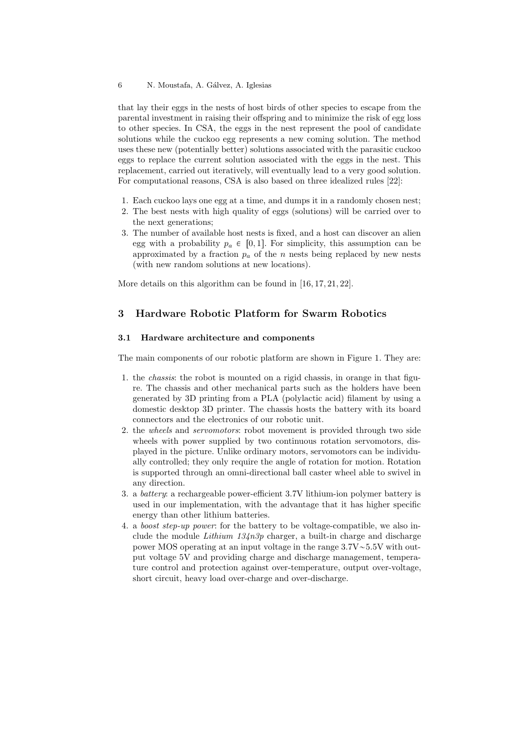that lay their eggs in the nests of host birds of other species to escape from the parental investment in raising their offspring and to minimize the risk of egg loss to other species. In CSA, the eggs in the nest represent the pool of candidate solutions while the cuckoo egg represents a new coming solution. The method uses these new (potentially better) solutions associated with the parasitic cuckoo eggs to replace the current solution associated with the eggs in the nest. This replacement, carried out iteratively, will eventually lead to a very good solution. For computational reasons, CSA is also based on three idealized rules [22]:

1. Each cuckoo lays one egg at a time, and dumps it in a randomly chosen nest;
2. The best nests with high quality of eggs (solutions) will be carried over to the next generations;
3. The number of available host nests is fixed, and a host can discover an alien egg with a probability $p_a \in [0, 1]$. For simplicity, this assumption can be approximated by a fraction $p_a$ of the $n$ nests being replaced by new nests (with new random solutions at new locations).

More details on this algorithm can be found in [16, 17, 21, 22].

## 3 Hardware Robotic Platform for Swarm Robotics

### 3.1 Hardware architecture and components

The main components of our robotic platform are shown in Figure 1. They are:

1. the *chassis*: the robot is mounted on a rigid chassis, in orange in that figure. The chassis and other mechanical parts such as the holders have been generated by 3D printing from a PLA (polylactic acid) filament by using a domestic desktop 3D printer. The chassis hosts the battery with its board connectors and the electronics of our robotic unit.
2. the *wheels* and *servomotors*: robot movement is provided through two side wheels with power supplied by two continuous rotation servomotors, displayed in the picture. Unlike ordinary motors, servomotors can be individually controlled; they only require the angle of rotation for motion. Rotation is supported through an omni-directional ball caster wheel able to swivel in any direction.
3. a *battery*: a rechargeable power-efficient 3.7V lithium-ion polymer battery is used in our implementation, with the advantage that it has higher specific energy than other lithium batteries.
4. a *boost step-up power*: for the battery to be voltage-compatible, we also include the module *Lithium 134n3p* charger, a built-in charge and discharge power MOS operating at an input voltage in the range 3.7V∼5.5V with output voltage 5V and providing charge and discharge management, temperature control and protection against over-temperature, output over-voltage, short circuit, heavy load over-charge and over-discharge.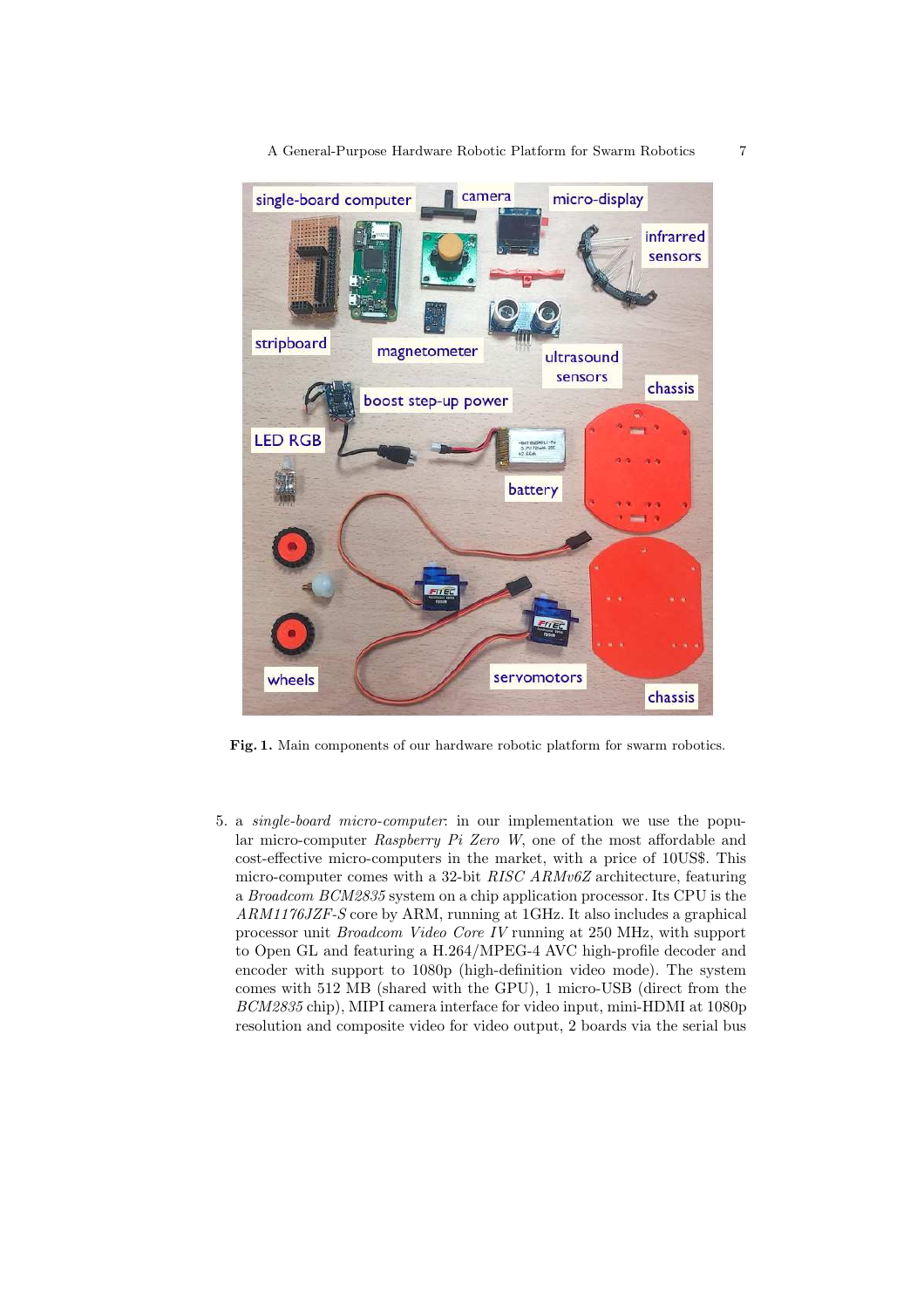**Fig. 1.** Main components of our hardware robotic platform for swarm robotics.

5. a *single-board micro-computer*: in our implementation we use the popular micro-computer *Raspberry Pi Zero W*, one of the most affordable and cost-effective micro-computers in the market, with a price of 10US$. This micro-computer comes with a 32-bit *RISC ARMv6Z* architecture, featuring a *Broadcom BCM2835* system on a chip application processor. Its CPU is the *ARM1176JZF-S* core by ARM, running at 1GHz. It also includes a graphical processor unit *Broadcom Video Core IV* running at 250 MHz, with support to Open GL and featuring a H.264/MPEG-4 AVC high-profile decoder and encoder with support to 1080p (high-definition video mode). The system comes with 512 MB (shared with the GPU), 1 micro-USB (direct from the *BCM2835* chip), MIPI camera interface for video input, mini-HDMI at 1080p resolution and composite video for video output, 2 boards via the serial bus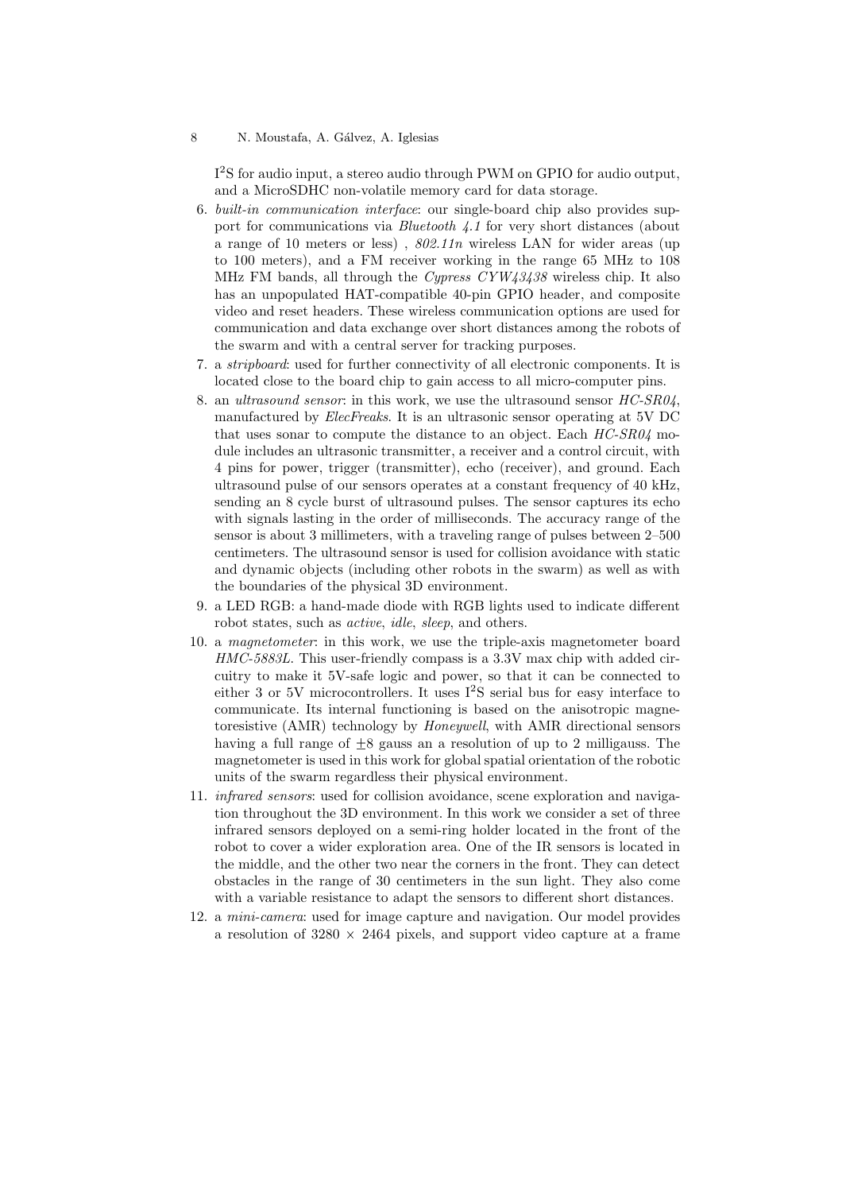I$^2$S for audio input, a stereo audio through PWM on GPIO for audio output, and a MicroSDHC non-volatile memory card for data storage.

6. *built-in communication interface*: our single-board chip also provides support for communications via *Bluetooth 4.1* for very short distances (about a range of 10 meters or less) , *802.11n* wireless LAN for wider areas (up to 100 meters), and a FM receiver working in the range 65 MHz to 108 MHz FM bands, all through the *Cypress CYW43438* wireless chip. It also has an unpopulated HAT-compatible 40-pin GPIO header, and composite video and reset headers. These wireless communication options are used for communication and data exchange over short distances among the robots of the swarm and with a central server for tracking purposes.
7. a *stripboard*: used for further connectivity of all electronic components. It is located close to the board chip to gain access to all micro-computer pins.
8. an *ultrasound sensor*: in this work, we use the ultrasound sensor *HC-SR04*, manufactured by *ElecFreaks*. It is an ultrasonic sensor operating at 5V DC that uses sonar to compute the distance to an object. Each *HC-SR04* module includes an ultrasonic transmitter, a receiver and a control circuit, with 4 pins for power, trigger (transmitter), echo (receiver), and ground. Each ultrasound pulse of our sensors operates at a constant frequency of 40 kHz, sending an 8 cycle burst of ultrasound pulses. The sensor captures its echo with signals lasting in the order of milliseconds. The accuracy range of the sensor is about 3 millimeters, with a traveling range of pulses between 2–500 centimeters. The ultrasound sensor is used for collision avoidance with static and dynamic objects (including other robots in the swarm) as well as with the boundaries of the physical 3D environment.
9. a LED RGB: a hand-made diode with RGB lights used to indicate different robot states, such as *active*, *idle*, *sleep*, and others.
10. a *magnetometer*: in this work, we use the triple-axis magnetometer board *HMC-5883L*. This user-friendly compass is a 3.3V max chip with added circuitry to make it 5V-safe logic and power, so that it can be connected to either 3 or 5V microcontrollers. It uses I$^2$S serial bus for easy interface to communicate. Its internal functioning is based on the anisotropic magnetoresistive (AMR) technology by *Honeywell*, with AMR directional sensors having a full range of $\pm 8$ gauss an a resolution of up to 2 milligauss. The magnetometer is used in this work for global spatial orientation of the robotic units of the swarm regardless their physical environment.
11. *infrared sensors*: used for collision avoidance, scene exploration and navigation throughout the 3D environment. In this work we consider a set of three infrared sensors deployed on a semi-ring holder located in the front of the robot to cover a wider exploration area. One of the IR sensors is located in the middle, and the other two near the corners in the front. They can detect obstacles in the range of 30 centimeters in the sun light. They also come with a variable resistance to adapt the sensors to different short distances.
12. a *mini-camera*: used for image capture and navigation. Our model provides a resolution of $3280 \times 2464$ pixels, and support video capture at a frame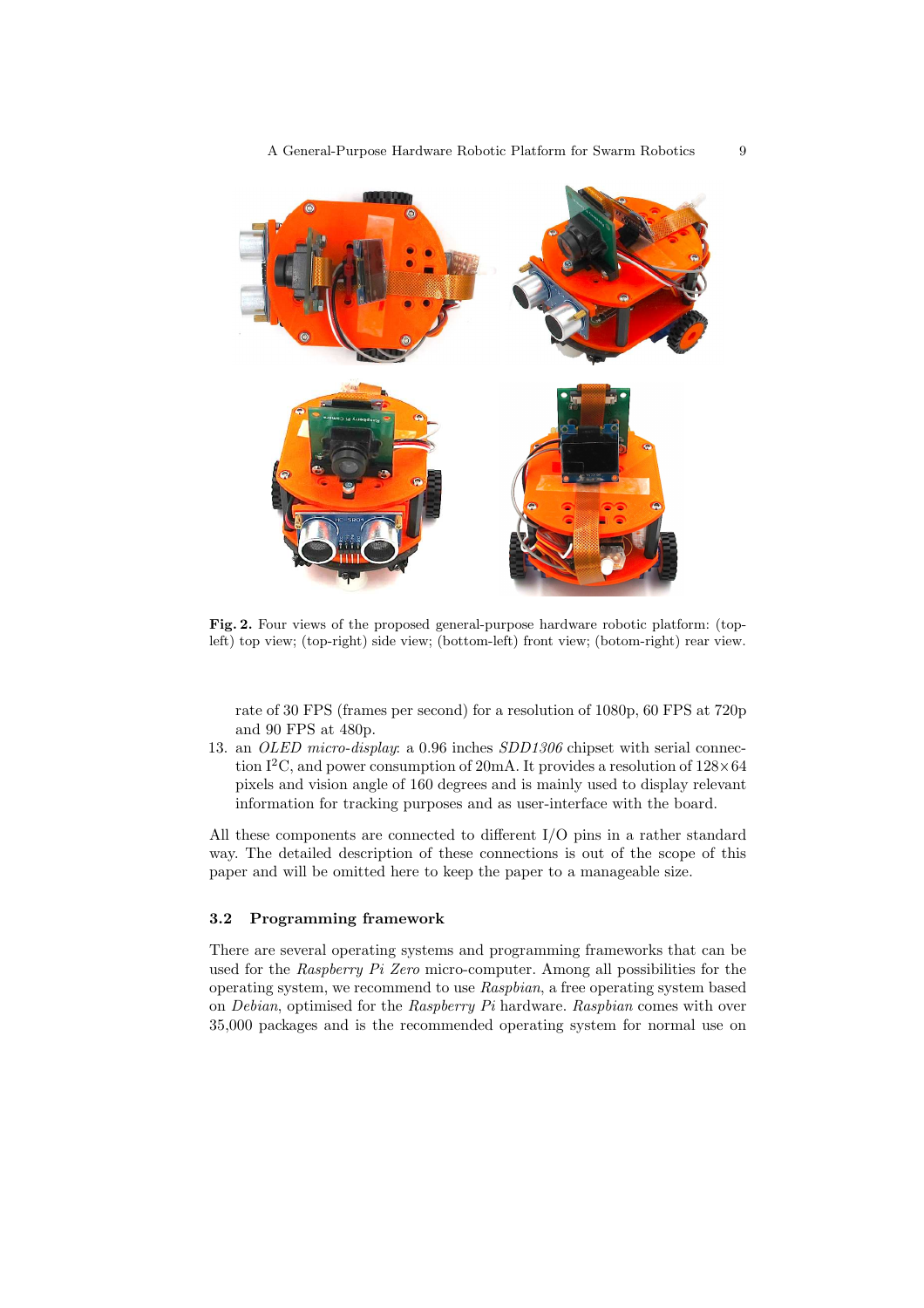**Fig. 2.** Four views of the proposed general-purpose hardware robotic platform: (top-left) top view; (top-right) side view; (bottom-left) front view; (botom-right) rear view.

rate of 30 FPS (frames per second) for a resolution of 1080p, 60 FPS at 720p and 90 FPS at 480p.

13. an *OLED micro-display*: a 0.96 inches *SDD1306* chipset with serial connection $I^2C$, and power consumption of 20mA. It provides a resolution of $128 \times 64$ pixels and vision angle of 160 degrees and is mainly used to display relevant information for tracking purposes and as user-interface with the board.

All these components are connected to different I/O pins in a rather standard way. The detailed description of these connections is out of the scope of this paper and will be omitted here to keep the paper to a manageable size.

### 3.2 Programming framework

There are several operating systems and programming frameworks that can be used for the *Raspberry Pi Zero* micro-computer. Among all possibilities for the operating system, we recommend to use *Raspbian*, a free operating system based on *Debian*, optimised for the *Raspberry Pi* hardware. *Raspbian* comes with over 35,000 packages and is the recommended operating system for normal use on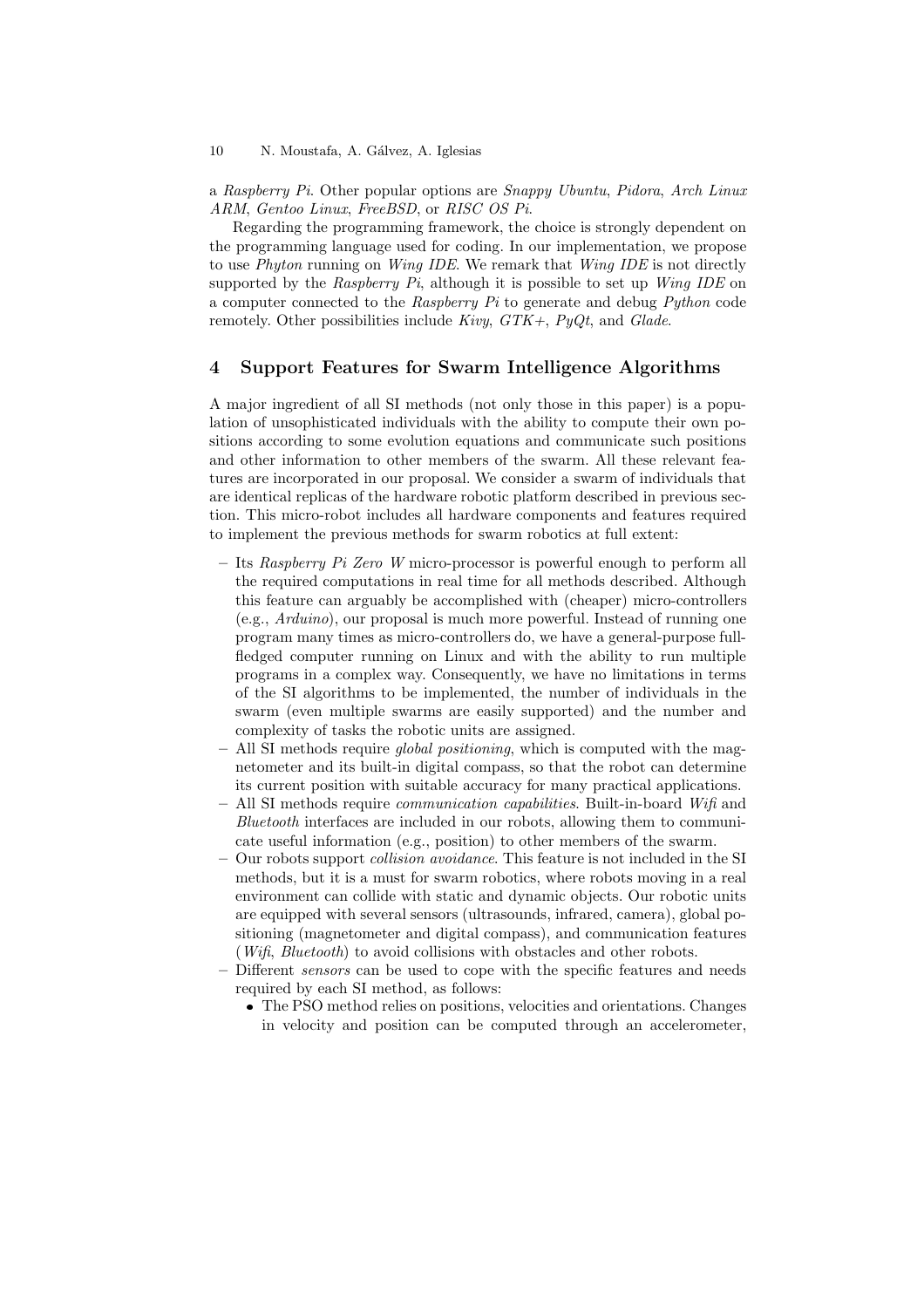a *Raspberry Pi*. Other popular options are *Snappy Ubuntu*, *Pidora*, *Arch Linux ARM*, *Gentoo Linux*, *FreeBSD*, or *RISC OS Pi*.

Regarding the programming framework, the choice is strongly dependent on the programming language used for coding. In our implementation, we propose to use *Phyton* running on *Wing IDE*. We remark that *Wing IDE* is not directly supported by the *Raspberry Pi*, although it is possible to set up *Wing IDE* on a computer connected to the *Raspberry Pi* to generate and debug *Python* code remotely. Other possibilities include *Kivy*, *GTK+*, *PyQt*, and *Glade*.

## 4 Support Features for Swarm Intelligence Algorithms

A major ingredient of all SI methods (not only those in this paper) is a population of unsophisticated individuals with the ability to compute their own positions according to some evolution equations and communicate such positions and other information to other members of the swarm. All these relevant features are incorporated in our proposal. We consider a swarm of individuals that are identical replicas of the hardware robotic platform described in previous section. This micro-robot includes all hardware components and features required to implement the previous methods for swarm robotics at full extent:

- Its *Raspberry Pi Zero W* micro-processor is powerful enough to perform all the required computations in real time for all methods described. Although this feature can arguably be accomplished with (cheaper) micro-controllers (e.g., *Arduino*), our proposal is much more powerful. Instead of running one program many times as micro-controllers do, we have a general-purpose full-fledged computer running on Linux and with the ability to run multiple programs in a complex way. Consequently, we have no limitations in terms of the SI algorithms to be implemented, the number of individuals in the swarm (even multiple swarms are easily supported) and the number and complexity of tasks the robotic units are assigned.
- All SI methods require *global positioning*, which is computed with the magnetometer and its built-in digital compass, so that the robot can determine its current position with suitable accuracy for many practical applications.
- All SI methods require *communication capabilities*. Built-in-board *Wifi* and *Bluetooth* interfaces are included in our robots, allowing them to communicate useful information (e.g., position) to other members of the swarm.
- Our robots support *collision avoidance*. This feature is not included in the SI methods, but it is a must for swarm robotics, where robots moving in a real environment can collide with static and dynamic objects. Our robotic units are equipped with several sensors (ultrasounds, infrared, camera), global positioning (magnetometer and digital compass), and communication features (*Wifi*, *Bluetooth*) to avoid collisions with obstacles and other robots.
- Different *sensors* can be used to cope with the specific features and needs required by each SI method, as follows:
  - The PSO method relies on positions, velocities and orientations. Changes in velocity and position can be computed through an accelerometer,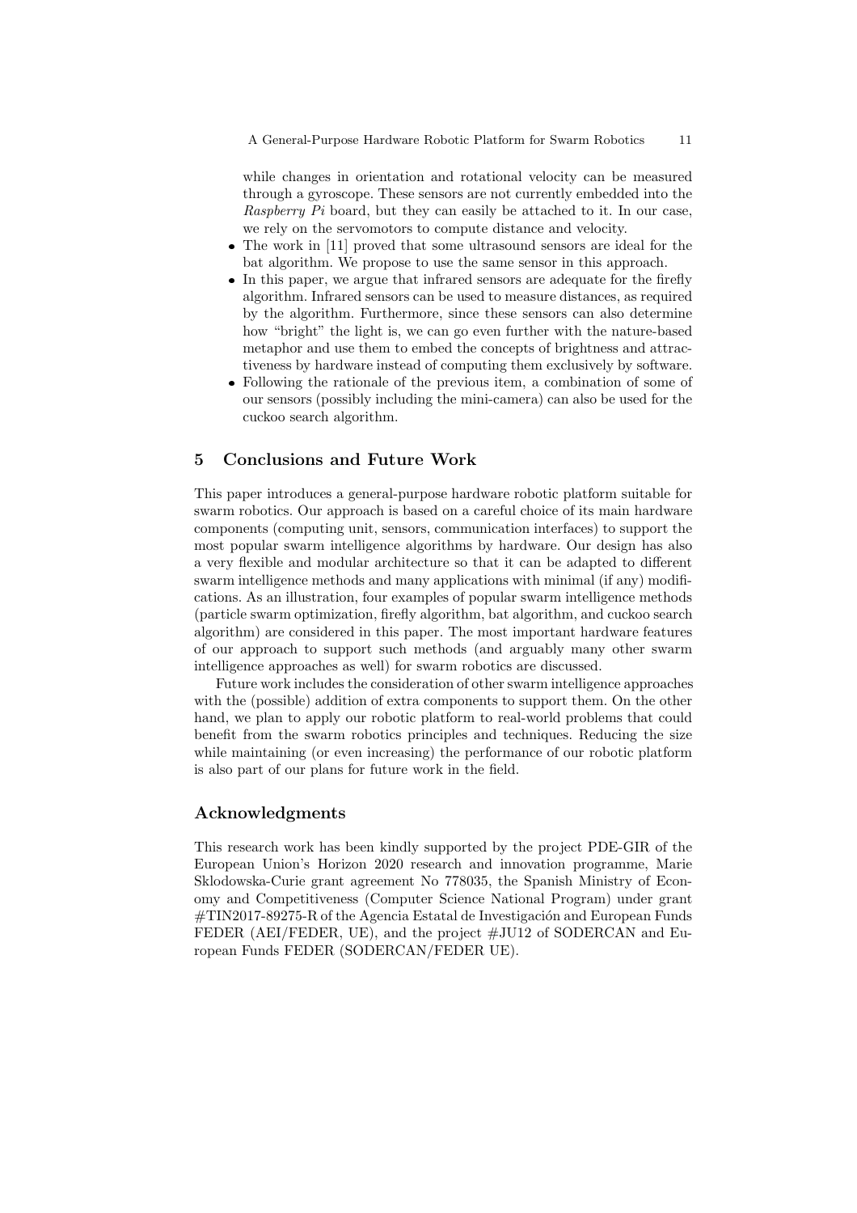while changes in orientation and rotational velocity can be measured through a gyroscope. These sensors are not currently embedded into the *Raspberry Pi* board, but they can easily be attached to it. In our case, we rely on the servomotors to compute distance and velocity.

- The work in [11] proved that some ultrasound sensors are ideal for the bat algorithm. We propose to use the same sensor in this approach.
- In this paper, we argue that infrared sensors are adequate for the firefly algorithm. Infrared sensors can be used to measure distances, as required by the algorithm. Furthermore, since these sensors can also determine how "bright" the light is, we can go even further with the nature-based metaphor and use them to embed the concepts of brightness and attractiveness by hardware instead of computing them exclusively by software.
- Following the rationale of the previous item, a combination of some of our sensors (possibly including the mini-camera) can also be used for the cuckoo search algorithm.

## 5 Conclusions and Future Work

This paper introduces a general-purpose hardware robotic platform suitable for swarm robotics. Our approach is based on a careful choice of its main hardware components (computing unit, sensors, communication interfaces) to support the most popular swarm intelligence algorithms by hardware. Our design has also a very flexible and modular architecture so that it can be adapted to different swarm intelligence methods and many applications with minimal (if any) modifications. As an illustration, four examples of popular swarm intelligence methods (particle swarm optimization, firefly algorithm, bat algorithm, and cuckoo search algorithm) are considered in this paper. The most important hardware features of our approach to support such methods (and arguably many other swarm intelligence approaches as well) for swarm robotics are discussed.

Future work includes the consideration of other swarm intelligence approaches with the (possible) addition of extra components to support them. On the other hand, we plan to apply our robotic platform to real-world problems that could benefit from the swarm robotics principles and techniques. Reducing the size while maintaining (or even increasing) the performance of our robotic platform is also part of our plans for future work in the field.

## Acknowledgments

This research work has been kindly supported by the project PDE-GIR of the European Union's Horizon 2020 research and innovation programme, Marie Sklodowska-Curie grant agreement No 778035, the Spanish Ministry of Economy and Competitiveness (Computer Science National Program) under grant #TIN2017-89275-R of the Agencia Estatal de Investigación and European Funds FEDER (AEI/FEDER, UE), and the project #JU12 of SODERCAN and European Funds FEDER (SODERCAN/FEDER UE).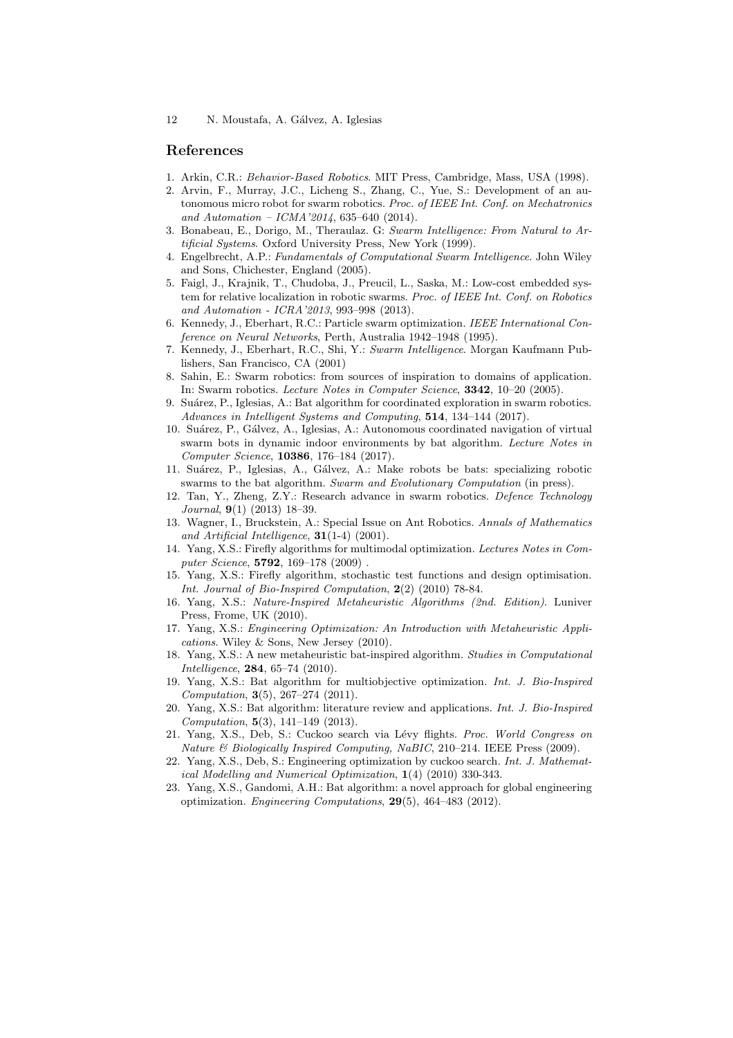## References

1. Arkin, C.R.: *Behavior-Based Robotics*. MIT Press, Cambridge, Mass, USA (1998).
2. Arvin, F., Murray, J.C., Licheng S., Zhang, C., Yue, S.: Development of an autonomous micro robot for swarm robotics. *Proc. of IEEE Int. Conf. on Mechatronics and Automation – ICMA'2014*, 635–640 (2014).
3. Bonabeau, E., Dorigo, M., Theraulaz. G: *Swarm Intelligence: From Natural to Artificial Systems*. Oxford University Press, New York (1999).
4. Engelbrecht, A.P.: *Fundamentals of Computational Swarm Intelligence*. John Wiley and Sons, Chichester, England (2005).
5. Faigl, J., Krajnik, T., Chudoba, J., Preucil, L., Saska, M.: Low-cost embedded system for relative localization in robotic swarms. *Proc. of IEEE Int. Conf. on Robotics and Automation - ICRA'2013*, 993–998 (2013).
6. Kennedy, J., Eberhart, R.C.: Particle swarm optimization. *IEEE International Conference on Neural Networks*, Perth, Australia 1942–1948 (1995).
7. Kennedy, J., Eberhart, R.C., Shi, Y.: *Swarm Intelligence*. Morgan Kaufmann Publishers, San Francisco, CA (2001)
8. Sahin, E.: Swarm robotics: from sources of inspiration to domains of application. In: Swarm robotics. *Lecture Notes in Computer Science*, **3342**, 10–20 (2005).
9. Suárez, P., Iglesias, A.: Bat algorithm for coordinated exploration in swarm robotics. *Advances in Intelligent Systems and Computing*, **514**, 134–144 (2017).
10. Suárez, P., Gálvez, A., Iglesias, A.: Autonomous coordinated navigation of virtual swarm bots in dynamic indoor environments by bat algorithm. *Lecture Notes in Computer Science*, **10386**, 176–184 (2017).
11. Suárez, P., Iglesias, A., Gálvez, A.: Make robots be bats: specializing robotic swarms to the bat algorithm. *Swarm and Evolutionary Computation* (in press).
12. Tan, Y., Zheng, Z.Y.: Research advance in swarm robotics. *Defence Technology Journal*, **9**(1) (2013) 18–39.
13. Wagner, I., Bruckstein, A.: Special Issue on Ant Robotics. *Annals of Mathematics and Artificial Intelligence*, **31**(1-4) (2001).
14. Yang, X.S.: Firefly algorithms for multimodal optimization. *Lectures Notes in Computer Science*, **5792**, 169–178 (2009) .
15. Yang, X.S.: Firefly algorithm, stochastic test functions and design optimisation. *Int. Journal of Bio-Inspired Computation*, **2**(2) (2010) 78-84.
16. Yang, X.S.: *Nature-Inspired Metaheuristic Algorithms (2nd. Edition)*. Luniver Press, Frome, UK (2010).
17. Yang, X.S.: *Engineering Optimization: An Introduction with Metaheuristic Applications*. Wiley & Sons, New Jersey (2010).
18. Yang, X.S.: A new metaheuristic bat-inspired algorithm. *Studies in Computational Intelligence*, **284**, 65–74 (2010).
19. Yang, X.S.: Bat algorithm for multiobjective optimization. *Int. J. Bio-Inspired Computation*, **3**(5), 267–274 (2011).
20. Yang, X.S.: Bat algorithm: literature review and applications. *Int. J. Bio-Inspired Computation*, **5**(3), 141–149 (2013).
21. Yang, X.S., Deb, S.: Cuckoo search via Lévy flights. *Proc. World Congress on Nature & Biologically Inspired Computing, NaBIC*, 210–214. IEEE Press (2009).
22. Yang, X.S., Deb, S.: Engineering optimization by cuckoo search. *Int. J. Mathematical Modelling and Numerical Optimization*, **1**(4) (2010) 330-343.
23. Yang, X.S., Gandomi, A.H.: Bat algorithm: a novel approach for global engineering optimization. *Engineering Computations*, **29**(5), 464–483 (2012).